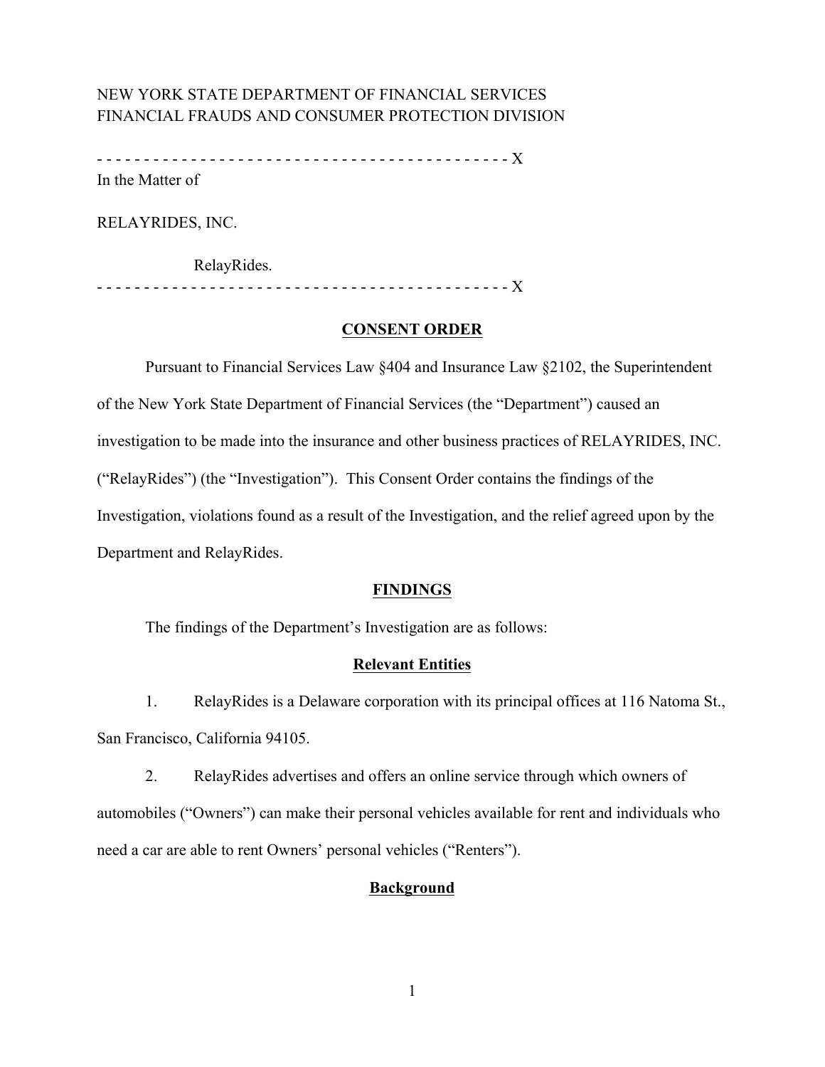NEW YORK STATE DEPARTMENT OF FINANCIAL SERVICES
FINANCIAL FRAUDS AND CONSUMER PROTECTION DIVISION

- - - - - - - - - - - - - - - - - - - - - - - - - - - - - - - - - - - - - - - - - - - - X

In the Matter of

RELAYRIDES, INC.

RelayRides.

- - - - - - - - - - - - - - - - - - - - - - - - - - - - - - - - - - - - - - - - - - - - X

## CONSENT ORDER

Pursuant to Financial Services Law §404 and Insurance Law §2102, the Superintendent of the New York State Department of Financial Services (the "Department") caused an investigation to be made into the insurance and other business practices of RELAYRIDES, INC. ("RelayRides") (the "Investigation"). This Consent Order contains the findings of the Investigation, violations found as a result of the Investigation, and the relief agreed upon by the Department and RelayRides.

## FINDINGS

The findings of the Department's Investigation are as follows:

### Relevant Entities

1. RelayRides is a Delaware corporation with its principal offices at 116 Natoma St., San Francisco, California 94105.

2. RelayRides advertises and offers an online service through which owners of automobiles ("Owners") can make their personal vehicles available for rent and individuals who need a car are able to rent Owners' personal vehicles ("Renters").

### Background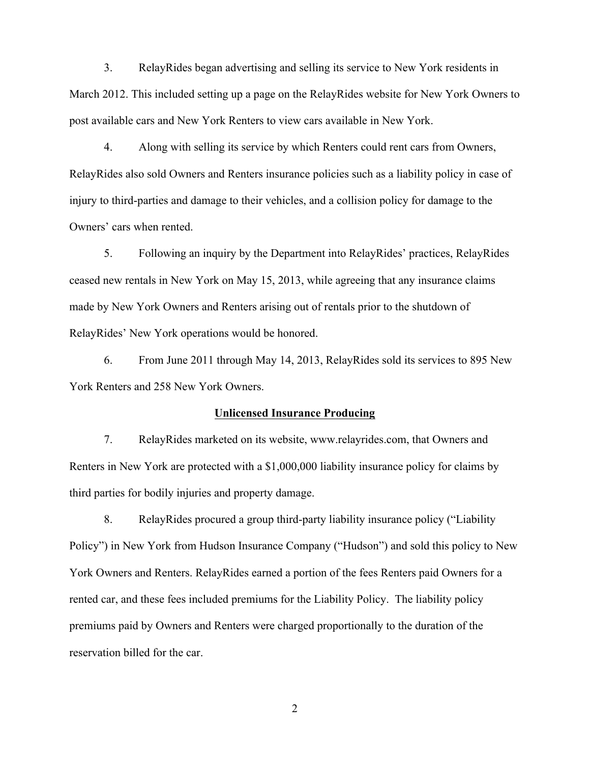3. RelayRides began advertising and selling its service to New York residents in March 2012. This included setting up a page on the RelayRides website for New York Owners to post available cars and New York Renters to view cars available in New York.

4. Along with selling its service by which Renters could rent cars from Owners, RelayRides also sold Owners and Renters insurance policies such as a liability policy in case of injury to third-parties and damage to their vehicles, and a collision policy for damage to the Owners' cars when rented.

5. Following an inquiry by the Department into RelayRides' practices, RelayRides ceased new rentals in New York on May 15, 2013, while agreeing that any insurance claims made by New York Owners and Renters arising out of rentals prior to the shutdown of RelayRides' New York operations would be honored.

6. From June 2011 through May 14, 2013, RelayRides sold its services to 895 New York Renters and 258 New York Owners.

**Unlicensed Insurance Producing**

7. RelayRides marketed on its website, www.relayrides.com, that Owners and Renters in New York are protected with a $1,000,000 liability insurance policy for claims by third parties for bodily injuries and property damage.

8. RelayRides procured a group third-party liability insurance policy ("Liability Policy") in New York from Hudson Insurance Company ("Hudson") and sold this policy to New York Owners and Renters. RelayRides earned a portion of the fees Renters paid Owners for a rented car, and these fees included premiums for the Liability Policy. The liability policy premiums paid by Owners and Renters were charged proportionally to the duration of the reservation billed for the car.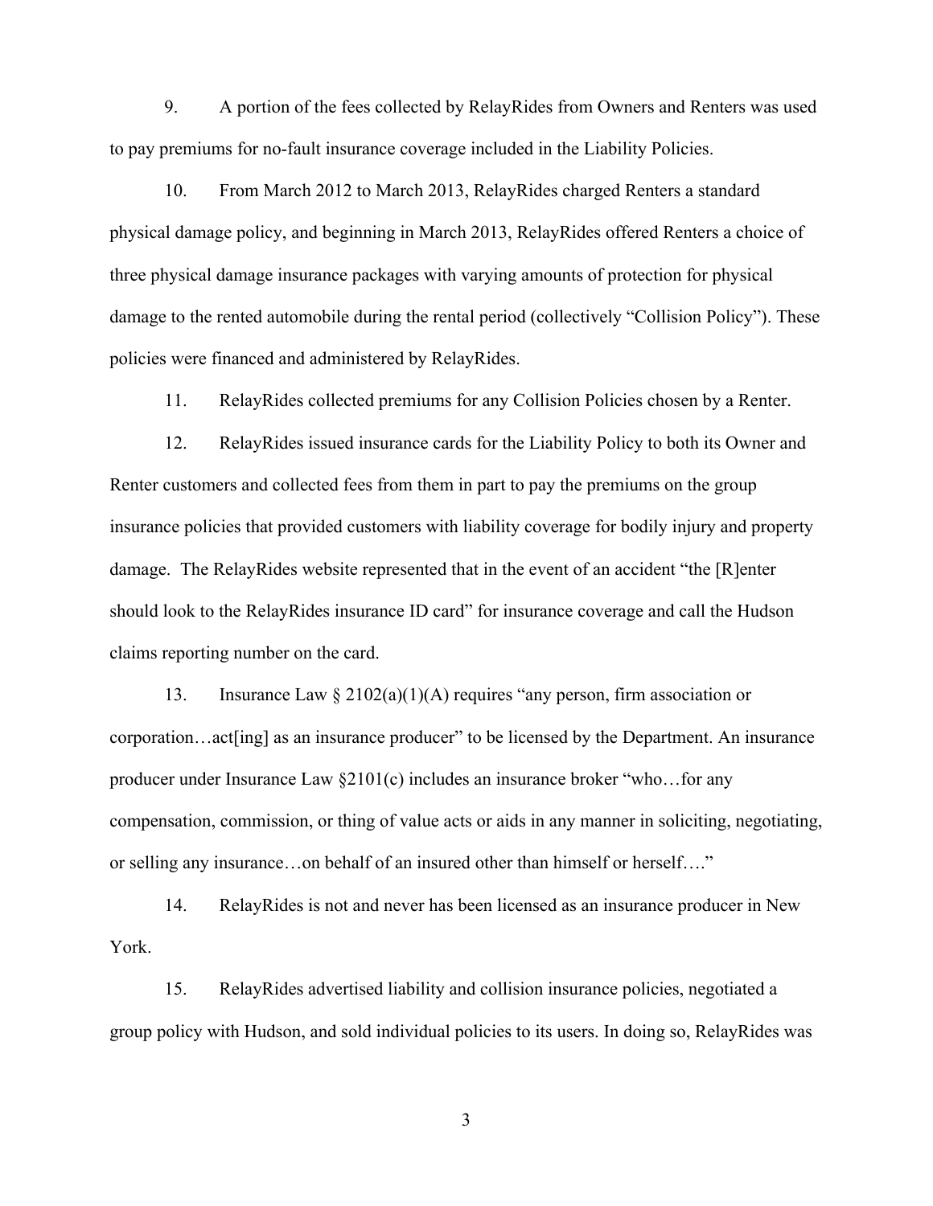9. A portion of the fees collected by RelayRides from Owners and Renters was used to pay premiums for no-fault insurance coverage included in the Liability Policies.

10. From March 2012 to March 2013, RelayRides charged Renters a standard physical damage policy, and beginning in March 2013, RelayRides offered Renters a choice of three physical damage insurance packages with varying amounts of protection for physical damage to the rented automobile during the rental period (collectively "Collision Policy"). These policies were financed and administered by RelayRides.

11. RelayRides collected premiums for any Collision Policies chosen by a Renter.

12. RelayRides issued insurance cards for the Liability Policy to both its Owner and Renter customers and collected fees from them in part to pay the premiums on the group insurance policies that provided customers with liability coverage for bodily injury and property damage. The RelayRides website represented that in the event of an accident "the [R]enter should look to the RelayRides insurance ID card" for insurance coverage and call the Hudson claims reporting number on the card.

13. Insurance Law § 2102(a)(1)(A) requires "any person, firm association or corporation…act[ing] as an insurance producer" to be licensed by the Department. An insurance producer under Insurance Law §2101(c) includes an insurance broker "who…for any compensation, commission, or thing of value acts or aids in any manner in soliciting, negotiating, or selling any insurance…on behalf of an insured other than himself or herself…."

14. RelayRides is not and never has been licensed as an insurance producer in New York.

15. RelayRides advertised liability and collision insurance policies, negotiated a group policy with Hudson, and sold individual policies to its users. In doing so, RelayRides was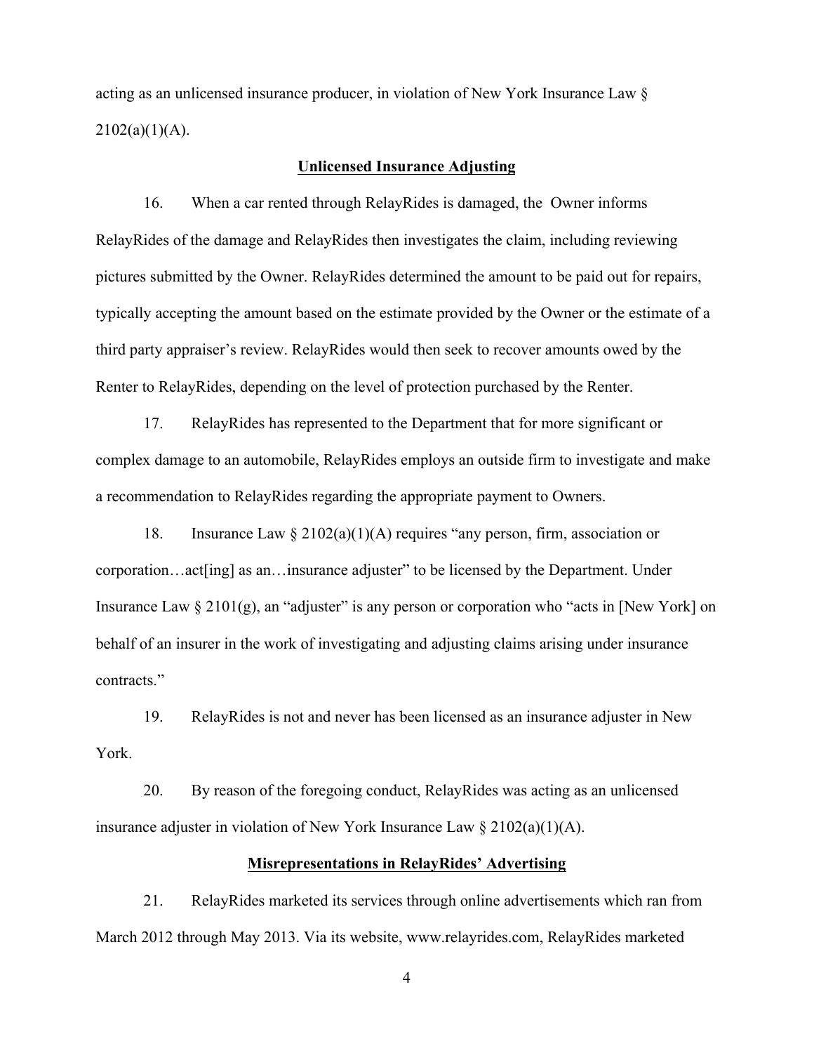acting as an unlicensed insurance producer, in violation of New York Insurance Law § 2102(a)(1)(A).

**Unlicensed Insurance Adjusting**

16. When a car rented through RelayRides is damaged, the Owner informs RelayRides of the damage and RelayRides then investigates the claim, including reviewing pictures submitted by the Owner. RelayRides determined the amount to be paid out for repairs, typically accepting the amount based on the estimate provided by the Owner or the estimate of a third party appraiser's review. RelayRides would then seek to recover amounts owed by the Renter to RelayRides, depending on the level of protection purchased by the Renter.

17. RelayRides has represented to the Department that for more significant or complex damage to an automobile, RelayRides employs an outside firm to investigate and make a recommendation to RelayRides regarding the appropriate payment to Owners.

18. Insurance Law § 2102(a)(1)(A) requires "any person, firm, association or corporation…act[ing] as an…insurance adjuster" to be licensed by the Department. Under Insurance Law § 2101(g), an "adjuster" is any person or corporation who "acts in [New York] on behalf of an insurer in the work of investigating and adjusting claims arising under insurance contracts."

19. RelayRides is not and never has been licensed as an insurance adjuster in New York.

20. By reason of the foregoing conduct, RelayRides was acting as an unlicensed insurance adjuster in violation of New York Insurance Law § 2102(a)(1)(A).

**Misrepresentations in RelayRides' Advertising**

21. RelayRides marketed its services through online advertisements which ran from March 2012 through May 2013. Via its website, www.relayrides.com, RelayRides marketed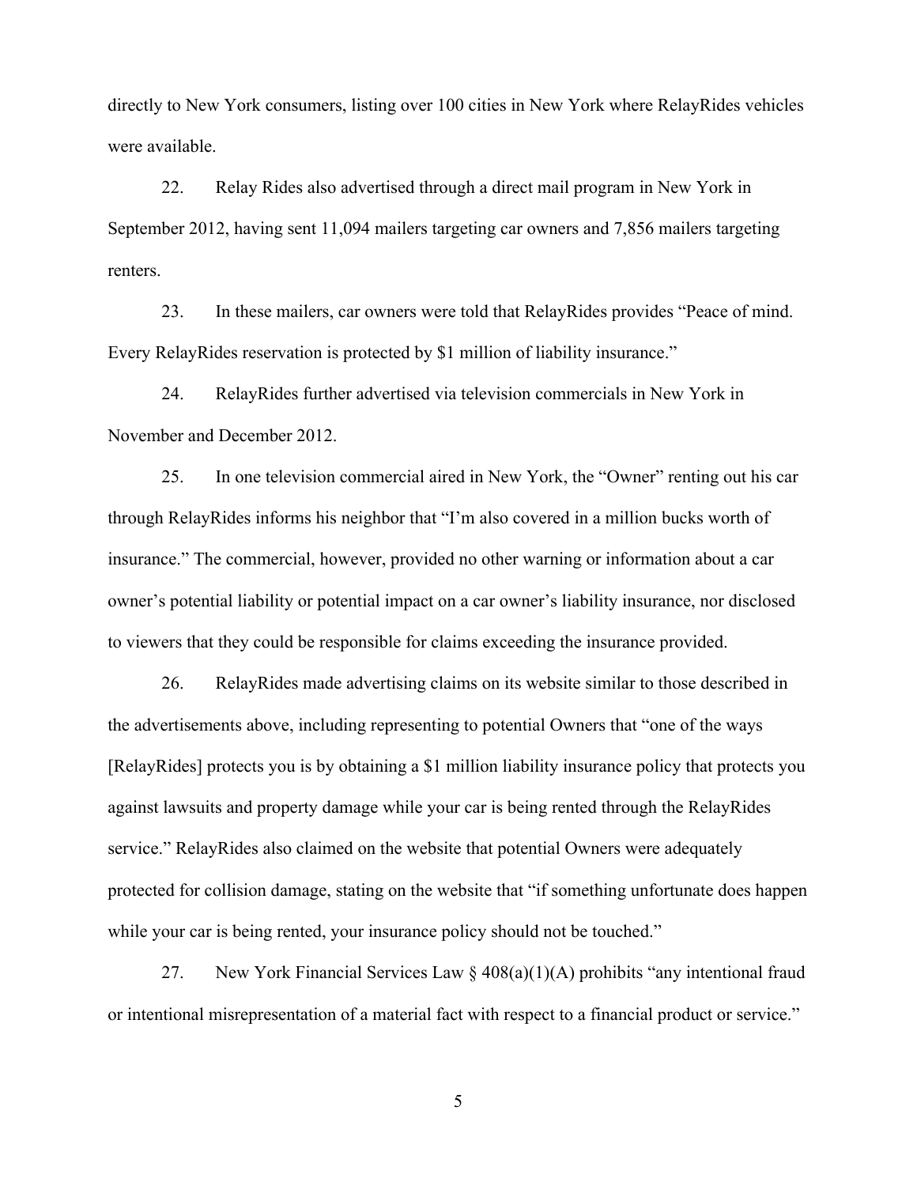directly to New York consumers, listing over 100 cities in New York where RelayRides vehicles were available.

22. Relay Rides also advertised through a direct mail program in New York in September 2012, having sent 11,094 mailers targeting car owners and 7,856 mailers targeting renters.

23. In these mailers, car owners were told that RelayRides provides "Peace of mind. Every RelayRides reservation is protected by $1 million of liability insurance."

24. RelayRides further advertised via television commercials in New York in November and December 2012.

25. In one television commercial aired in New York, the "Owner" renting out his car through RelayRides informs his neighbor that "I'm also covered in a million bucks worth of insurance." The commercial, however, provided no other warning or information about a car owner's potential liability or potential impact on a car owner's liability insurance, nor disclosed to viewers that they could be responsible for claims exceeding the insurance provided.

26. RelayRides made advertising claims on its website similar to those described in the advertisements above, including representing to potential Owners that "one of the ways [RelayRides] protects you is by obtaining a $1 million liability insurance policy that protects you against lawsuits and property damage while your car is being rented through the RelayRides service." RelayRides also claimed on the website that potential Owners were adequately protected for collision damage, stating on the website that "if something unfortunate does happen while your car is being rented, your insurance policy should not be touched."

27. New York Financial Services Law § 408(a)(1)(A) prohibits "any intentional fraud or intentional misrepresentation of a material fact with respect to a financial product or service."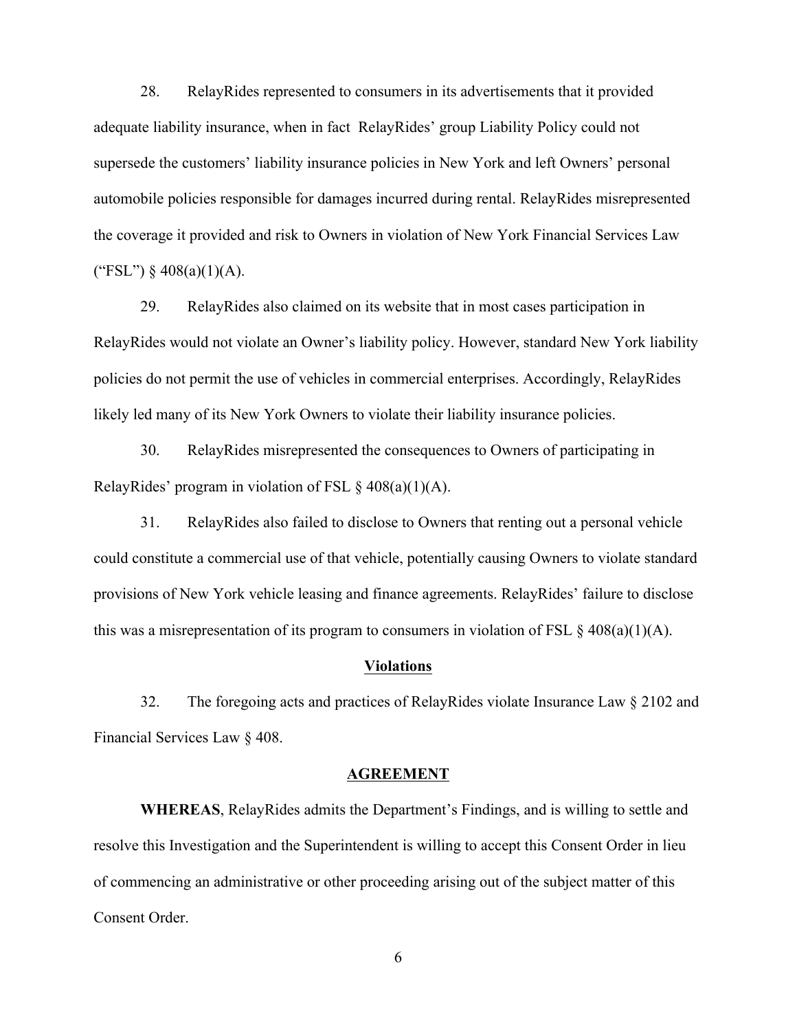28. RelayRides represented to consumers in its advertisements that it provided adequate liability insurance, when in fact RelayRides' group Liability Policy could not supersede the customers' liability insurance policies in New York and left Owners' personal automobile policies responsible for damages incurred during rental. RelayRides misrepresented the coverage it provided and risk to Owners in violation of New York Financial Services Law ("FSL") § 408(a)(1)(A).

29. RelayRides also claimed on its website that in most cases participation in RelayRides would not violate an Owner's liability policy. However, standard New York liability policies do not permit the use of vehicles in commercial enterprises. Accordingly, RelayRides likely led many of its New York Owners to violate their liability insurance policies.

30. RelayRides misrepresented the consequences to Owners of participating in RelayRides' program in violation of FSL § 408(a)(1)(A).

31. RelayRides also failed to disclose to Owners that renting out a personal vehicle could constitute a commercial use of that vehicle, potentially causing Owners to violate standard provisions of New York vehicle leasing and finance agreements. RelayRides' failure to disclose this was a misrepresentation of its program to consumers in violation of FSL § 408(a)(1)(A).

## Violations

32. The foregoing acts and practices of RelayRides violate Insurance Law § 2102 and Financial Services Law § 408.

## AGREEMENT

**WHEREAS**, RelayRides admits the Department's Findings, and is willing to settle and resolve this Investigation and the Superintendent is willing to accept this Consent Order in lieu of commencing an administrative or other proceeding arising out of the subject matter of this Consent Order.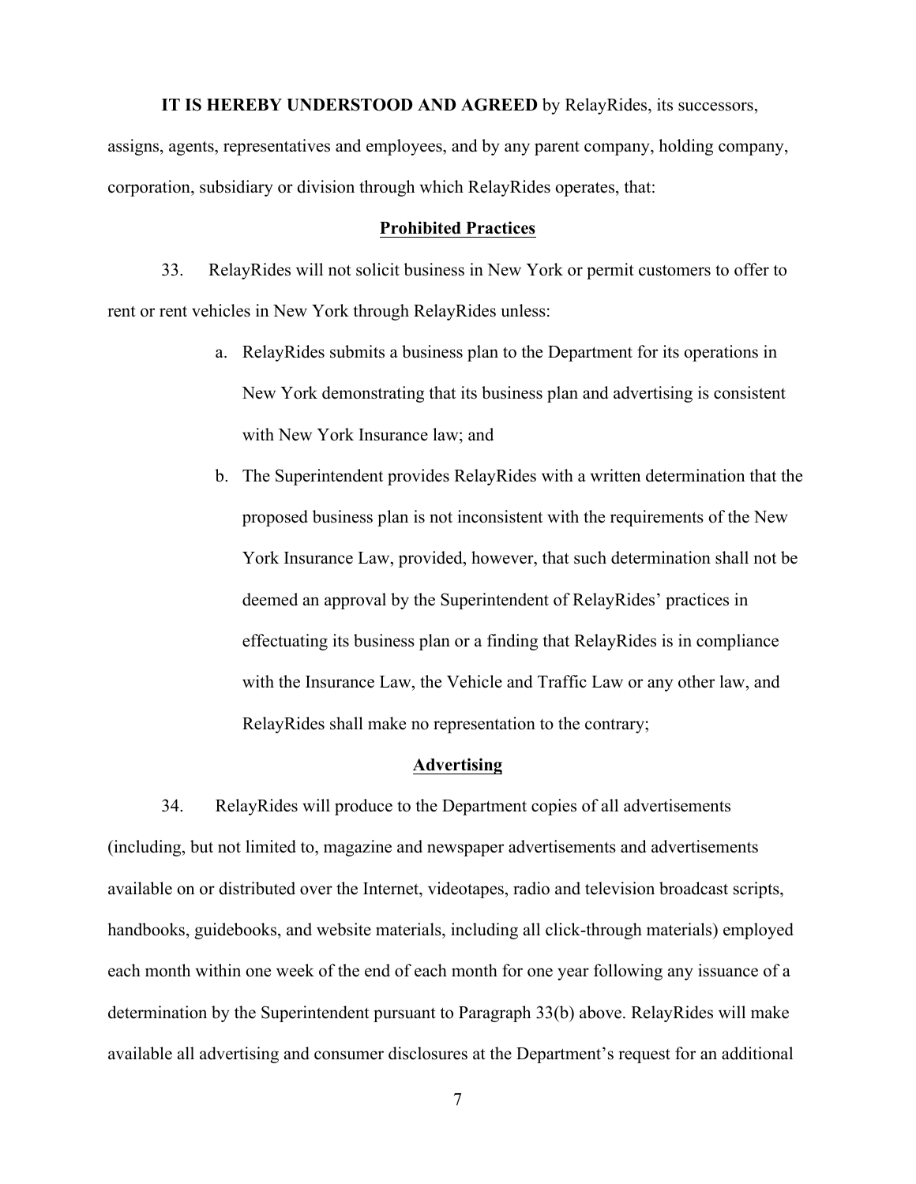**IT IS HEREBY UNDERSTOOD AND AGREED** by RelayRides, its successors, assigns, agents, representatives and employees, and by any parent company, holding company, corporation, subsidiary or division through which RelayRides operates, that:

**Prohibited Practices**

33. RelayRides will not solicit business in New York or permit customers to offer to rent or rent vehicles in New York through RelayRides unless:

a. RelayRides submits a business plan to the Department for its operations in New York demonstrating that its business plan and advertising is consistent with New York Insurance law; and

b. The Superintendent provides RelayRides with a written determination that the proposed business plan is not inconsistent with the requirements of the New York Insurance Law, provided, however, that such determination shall not be deemed an approval by the Superintendent of RelayRides' practices in effectuating its business plan or a finding that RelayRides is in compliance with the Insurance Law, the Vehicle and Traffic Law or any other law, and RelayRides shall make no representation to the contrary;

**Advertising**

34. RelayRides will produce to the Department copies of all advertisements (including, but not limited to, magazine and newspaper advertisements and advertisements available on or distributed over the Internet, videotapes, radio and television broadcast scripts, handbooks, guidebooks, and website materials, including all click-through materials) employed each month within one week of the end of each month for one year following any issuance of a determination by the Superintendent pursuant to Paragraph 33(b) above. RelayRides will make available all advertising and consumer disclosures at the Department's request for an additional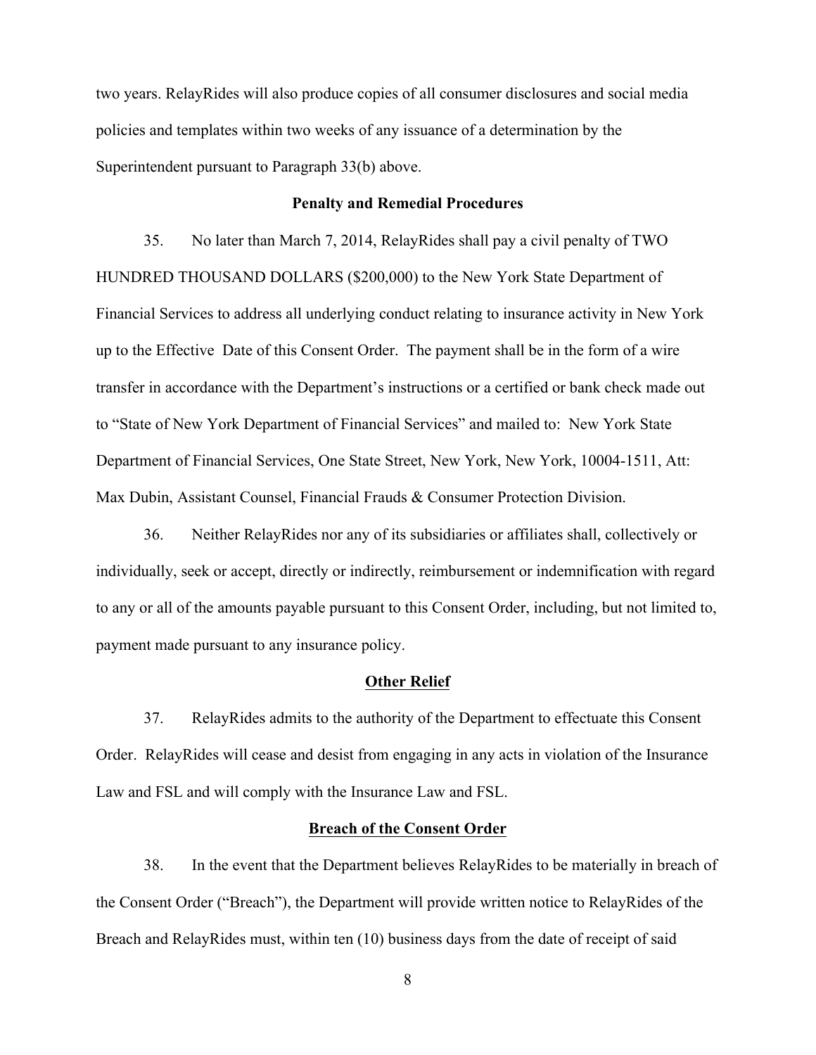two years. RelayRides will also produce copies of all consumer disclosures and social media policies and templates within two weeks of any issuance of a determination by the Superintendent pursuant to Paragraph 33(b) above.

**Penalty and Remedial Procedures**

35. No later than March 7, 2014, RelayRides shall pay a civil penalty of TWO HUNDRED THOUSAND DOLLARS ($200,000) to the New York State Department of Financial Services to address all underlying conduct relating to insurance activity in New York up to the Effective Date of this Consent Order. The payment shall be in the form of a wire transfer in accordance with the Department's instructions or a certified or bank check made out to "State of New York Department of Financial Services" and mailed to: New York State Department of Financial Services, One State Street, New York, New York, 10004-1511, Att: Max Dubin, Assistant Counsel, Financial Frauds & Consumer Protection Division.

36. Neither RelayRides nor any of its subsidiaries or affiliates shall, collectively or individually, seek or accept, directly or indirectly, reimbursement or indemnification with regard to any or all of the amounts payable pursuant to this Consent Order, including, but not limited to, payment made pursuant to any insurance policy.

**Other Relief**

37. RelayRides admits to the authority of the Department to effectuate this Consent Order. RelayRides will cease and desist from engaging in any acts in violation of the Insurance Law and FSL and will comply with the Insurance Law and FSL.

**Breach of the Consent Order**

38. In the event that the Department believes RelayRides to be materially in breach of the Consent Order ("Breach"), the Department will provide written notice to RelayRides of the Breach and RelayRides must, within ten (10) business days from the date of receipt of said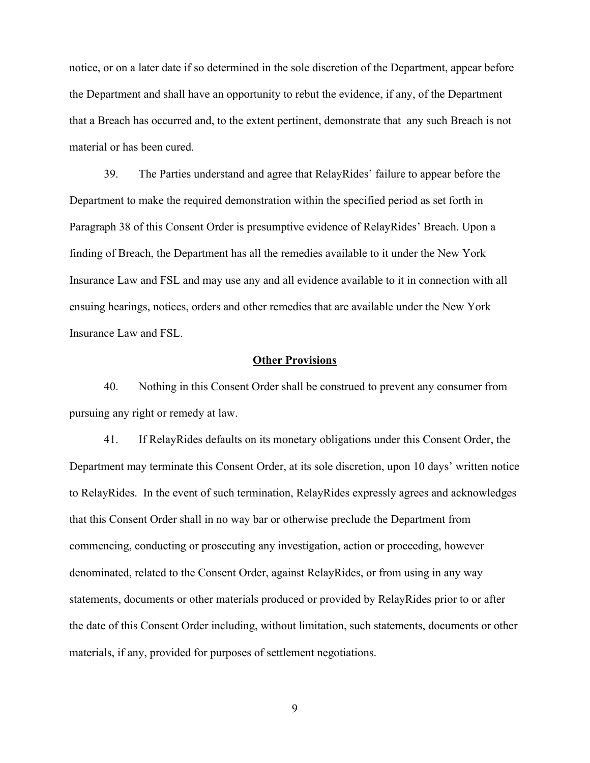notice, or on a later date if so determined in the sole discretion of the Department, appear before the Department and shall have an opportunity to rebut the evidence, if any, of the Department that a Breach has occurred and, to the extent pertinent, demonstrate that any such Breach is not material or has been cured.

39. The Parties understand and agree that RelayRides' failure to appear before the Department to make the required demonstration within the specified period as set forth in Paragraph 38 of this Consent Order is presumptive evidence of RelayRides' Breach. Upon a finding of Breach, the Department has all the remedies available to it under the New York Insurance Law and FSL and may use any and all evidence available to it in connection with all ensuing hearings, notices, orders and other remedies that are available under the New York Insurance Law and FSL.

## Other Provisions

40. Nothing in this Consent Order shall be construed to prevent any consumer from pursuing any right or remedy at law.

41. If RelayRides defaults on its monetary obligations under this Consent Order, the Department may terminate this Consent Order, at its sole discretion, upon 10 days' written notice to RelayRides. In the event of such termination, RelayRides expressly agrees and acknowledges that this Consent Order shall in no way bar or otherwise preclude the Department from commencing, conducting or prosecuting any investigation, action or proceeding, however denominated, related to the Consent Order, against RelayRides, or from using in any way statements, documents or other materials produced or provided by RelayRides prior to or after the date of this Consent Order including, without limitation, such statements, documents or other materials, if any, provided for purposes of settlement negotiations.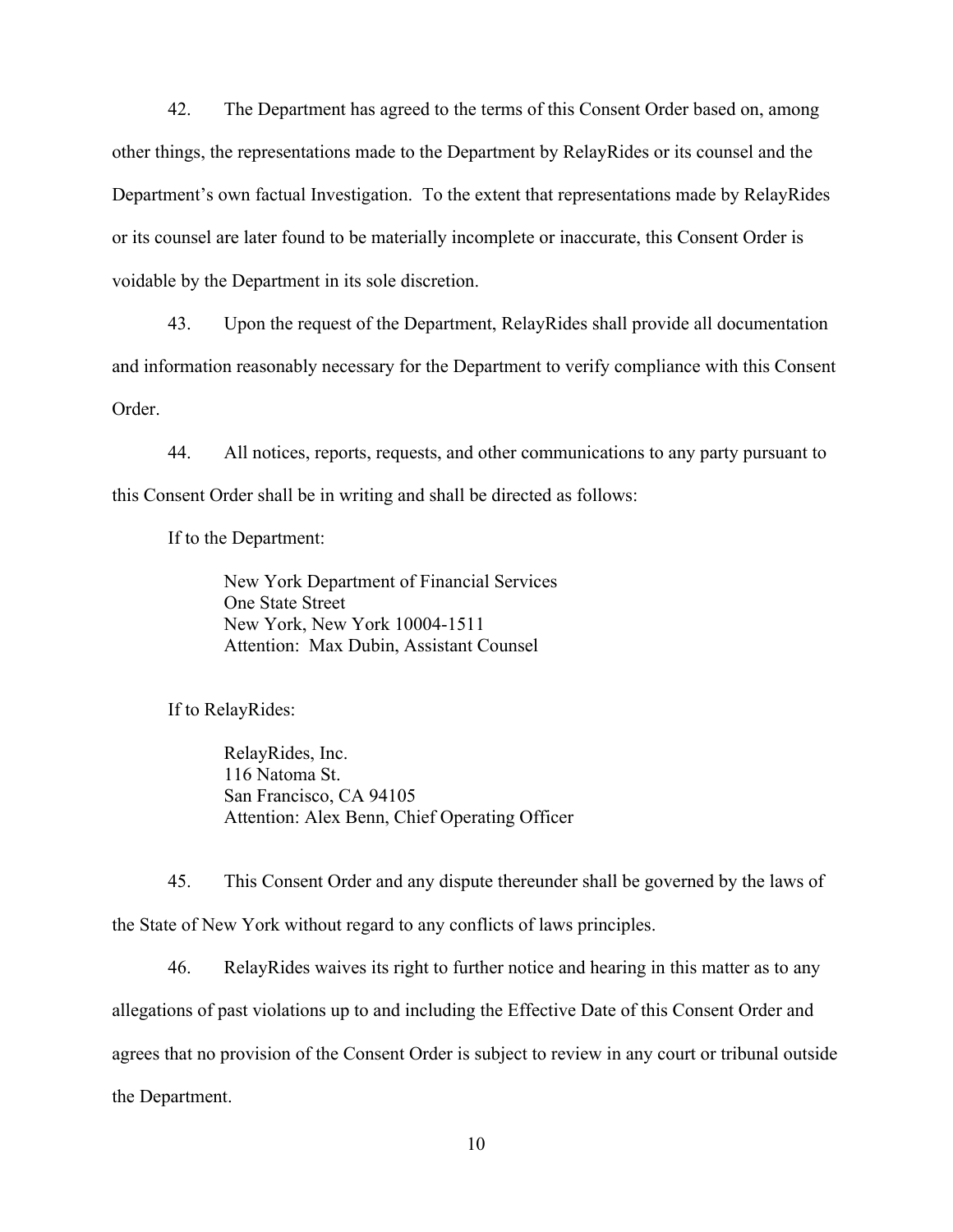42. The Department has agreed to the terms of this Consent Order based on, among other things, the representations made to the Department by RelayRides or its counsel and the Department's own factual Investigation. To the extent that representations made by RelayRides or its counsel are later found to be materially incomplete or inaccurate, this Consent Order is voidable by the Department in its sole discretion.

43. Upon the request of the Department, RelayRides shall provide all documentation and information reasonably necessary for the Department to verify compliance with this Consent Order.

44. All notices, reports, requests, and other communications to any party pursuant to this Consent Order shall be in writing and shall be directed as follows:

If to the Department:

> New York Department of Financial Services
> One State Street
> New York, New York 10004-1511
> Attention: Max Dubin, Assistant Counsel

If to RelayRides:

> RelayRides, Inc.
> 116 Natoma St.
> San Francisco, CA 94105
> Attention: Alex Benn, Chief Operating Officer

45. This Consent Order and any dispute thereunder shall be governed by the laws of the State of New York without regard to any conflicts of laws principles.

46. RelayRides waives its right to further notice and hearing in this matter as to any allegations of past violations up to and including the Effective Date of this Consent Order and agrees that no provision of the Consent Order is subject to review in any court or tribunal outside the Department.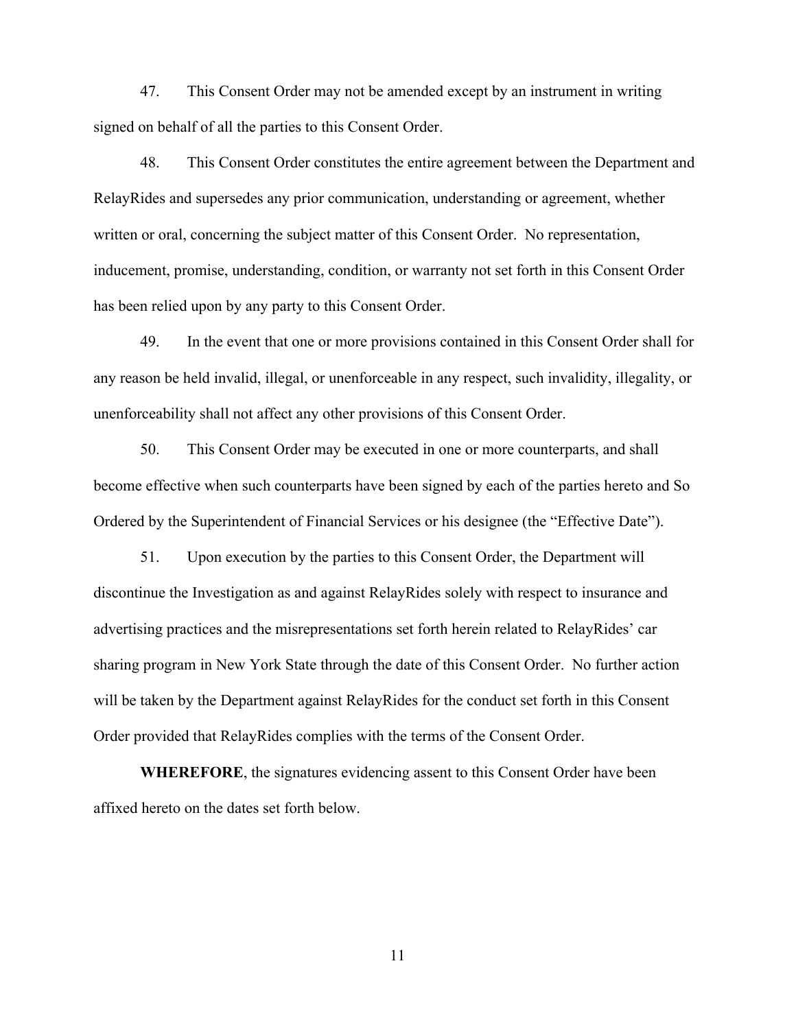47. This Consent Order may not be amended except by an instrument in writing signed on behalf of all the parties to this Consent Order.

48. This Consent Order constitutes the entire agreement between the Department and RelayRides and supersedes any prior communication, understanding or agreement, whether written or oral, concerning the subject matter of this Consent Order. No representation, inducement, promise, understanding, condition, or warranty not set forth in this Consent Order has been relied upon by any party to this Consent Order.

49. In the event that one or more provisions contained in this Consent Order shall for any reason be held invalid, illegal, or unenforceable in any respect, such invalidity, illegality, or unenforceability shall not affect any other provisions of this Consent Order.

50. This Consent Order may be executed in one or more counterparts, and shall become effective when such counterparts have been signed by each of the parties hereto and So Ordered by the Superintendent of Financial Services or his designee (the "Effective Date").

51. Upon execution by the parties to this Consent Order, the Department will discontinue the Investigation as and against RelayRides solely with respect to insurance and advertising practices and the misrepresentations set forth herein related to RelayRides' car sharing program in New York State through the date of this Consent Order. No further action will be taken by the Department against RelayRides for the conduct set forth in this Consent Order provided that RelayRides complies with the terms of the Consent Order.

**WHEREFORE**, the signatures evidencing assent to this Consent Order have been affixed hereto on the dates set forth below.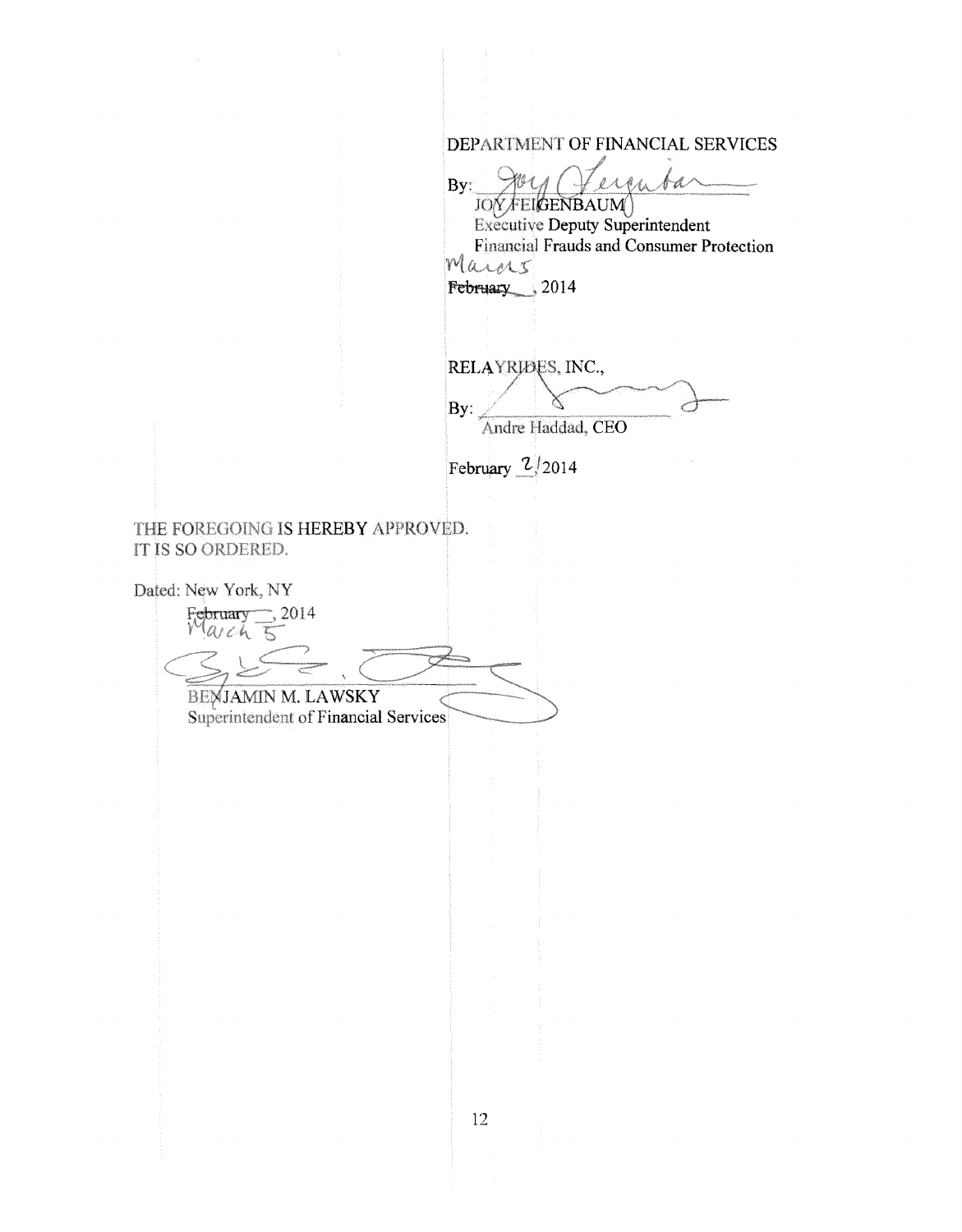DEPARTMENT OF FINANCIAL SERVICES

By: JOY FEIGENBAUM
Executive Deputy Superintendent
Financial Frauds and Consumer Protection
~~February~~ March 5, 2014

RELAYRIDES, INC.,

By: Andre Haddad, CEO

February 2/2014

THE FOREGOING IS HEREBY APPROVED.
IT IS SO ORDERED.

Dated: New York, NY
~~February~~ March 5, 2014

BENJAMIN M. LAWSKY
Superintendent of Financial Services